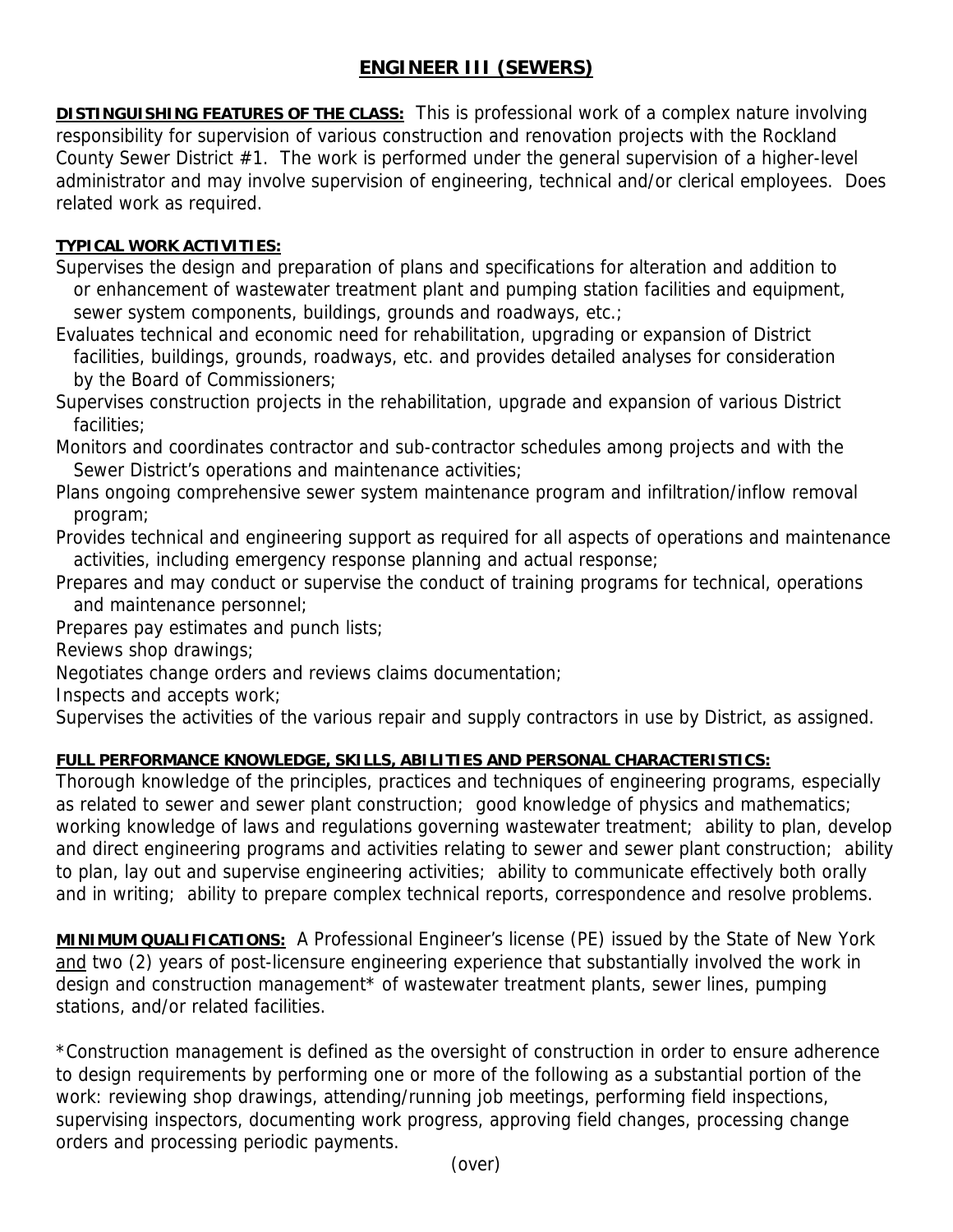# ENGINEER III (SEWERS)

**DISTINGUISHING FEATURES OF THE CLASS:** This is professional work of a complex nature involving responsibility for supervision of various construction and renovation projects with the Rockland County Sewer District #1. The work is performed under the general supervision of a higher-level administrator and may involve supervision of engineering, technical and/or clerical employees. Does related work as required.

**TYPICAL WORK ACTIVITIES:**

Supervises the design and preparation of plans and specifications for alteration and addition to or enhancement of wastewater treatment plant and pumping station facilities and equipment, sewer system components, buildings, grounds and roadways, etc.;

Evaluates technical and economic need for rehabilitation, upgrading or expansion of District facilities, buildings, grounds, roadways, etc. and provides detailed analyses for consideration by the Board of Commissioners;

Supervises construction projects in the rehabilitation, upgrade and expansion of various District facilities;

Monitors and coordinates contractor and sub-contractor schedules among projects and with the Sewer District's operations and maintenance activities;

Plans ongoing comprehensive sewer system maintenance program and infiltration/inflow removal program;

Provides technical and engineering support as required for all aspects of operations and maintenance activities, including emergency response planning and actual response;

Prepares and may conduct or supervise the conduct of training programs for technical, operations and maintenance personnel;

Prepares pay estimates and punch lists;

Reviews shop drawings;

Negotiates change orders and reviews claims documentation;

Inspects and accepts work;

Supervises the activities of the various repair and supply contractors in use by District, as assigned.

**FULL PERFORMANCE KNOWLEDGE, SKILLS, ABILITIES AND PERSONAL CHARACTERISTICS:**

Thorough knowledge of the principles, practices and techniques of engineering programs, especially as related to sewer and sewer plant construction; good knowledge of physics and mathematics; working knowledge of laws and regulations governing wastewater treatment; ability to plan, develop and direct engineering programs and activities relating to sewer and sewer plant construction; ability to plan, lay out and supervise engineering activities; ability to communicate effectively both orally and in writing; ability to prepare complex technical reports, correspondence and resolve problems.

**MINIMUM QUALIFICATIONS:** A Professional Engineer's license (PE) issued by the State of New York and two (2) years of post-licensure engineering experience that substantially involved the work in design and construction management* of wastewater treatment plants, sewer lines, pumping stations, and/or related facilities.

*Construction management is defined as the oversight of construction in order to ensure adherence to design requirements by performing one or more of the following as a substantial portion of the work: reviewing shop drawings, attending/running job meetings, performing field inspections, supervising inspectors, documenting work progress, approving field changes, processing change orders and processing periodic payments.

(over)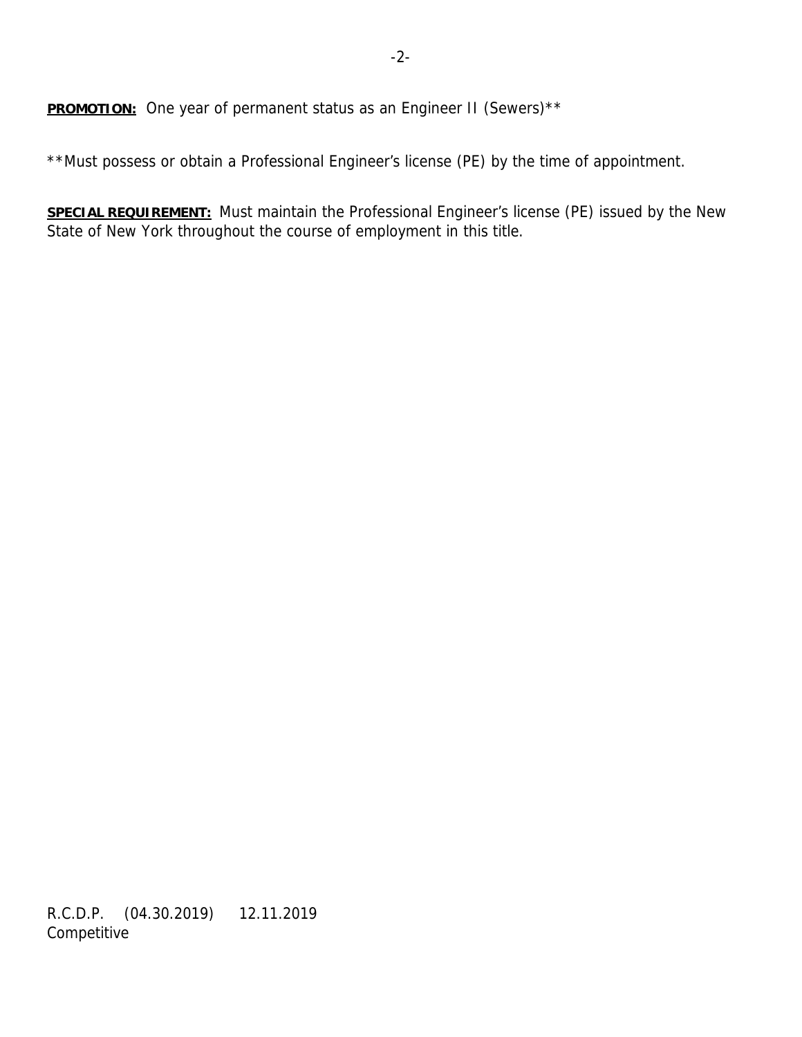**PROMOTION:** One year of permanent status as an Engineer II (Sewers)**

**Must possess or obtain a Professional Engineer's license (PE) by the time of appointment.

**SPECIAL REQUIREMENT:** Must maintain the Professional Engineer's license (PE) issued by the New State of New York throughout the course of employment in this title.

R.C.D.P. (04.30.2019) 12.11.2019
Competitive